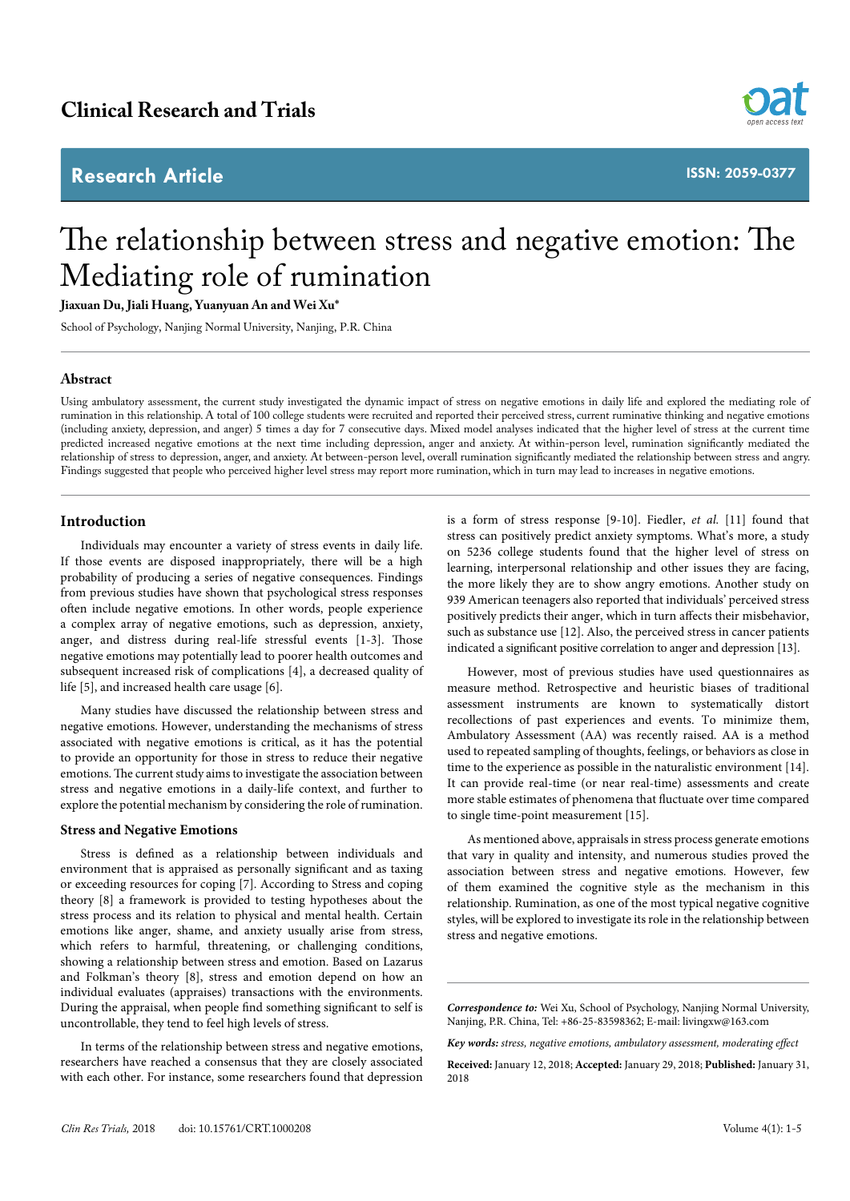# The relationship between stress and negative emotion: The Mediating role of rumination

**Jiaxuan Du, Jiali Huang, Yuanyuan An and Wei Xu***

School of Psychology, Nanjing Normal University, Nanjing, P.R. China

## Abstract

Using ambulatory assessment, the current study investigated the dynamic impact of stress on negative emotions in daily life and explored the mediating role of rumination in this relationship. A total of 100 college students were recruited and reported their perceived stress, current ruminative thinking and negative emotions (including anxiety, depression, and anger) 5 times a day for 7 consecutive days. Mixed model analyses indicated that the higher level of stress at the current time predicted increased negative emotions at the next time including depression, anger and anxiety. At within-person level, rumination significantly mediated the relationship of stress to depression, anger, and anxiety. At between-person level, overall rumination significantly mediated the relationship between stress and angry. Findings suggested that people who perceived higher level stress may report more rumination, which in turn may lead to increases in negative emotions.

## Introduction

Individuals may encounter a variety of stress events in daily life. If those events are disposed inappropriately, there will be a high probability of producing a series of negative consequences. Findings from previous studies have shown that psychological stress responses often include negative emotions. In other words, people experience a complex array of negative emotions, such as depression, anxiety, anger, and distress during real-life stressful events [1-3]. Those negative emotions may potentially lead to poorer health outcomes and subsequent increased risk of complications [4], a decreased quality of life [5], and increased health care usage [6].

Many studies have discussed the relationship between stress and negative emotions. However, understanding the mechanisms of stress associated with negative emotions is critical, as it has the potential to provide an opportunity for those in stress to reduce their negative emotions. The current study aims to investigate the association between stress and negative emotions in a daily-life context, and further to explore the potential mechanism by considering the role of rumination.

### Stress and Negative Emotions

Stress is defined as a relationship between individuals and environment that is appraised as personally significant and as taxing or exceeding resources for coping [7]. According to Stress and coping theory [8] a framework is provided to testing hypotheses about the stress process and its relation to physical and mental health. Certain emotions like anger, shame, and anxiety usually arise from stress, which refers to harmful, threatening, or challenging conditions, showing a relationship between stress and emotion. Based on Lazarus and Folkman's theory [8], stress and emotion depend on how an individual evaluates (appraises) transactions with the environments. During the appraisal, when people find something significant to self is uncontrollable, they tend to feel high levels of stress.

In terms of the relationship between stress and negative emotions, researchers have reached a consensus that they are closely associated with each other. For instance, some researchers found that depression is a form of stress response [9-10]. Fiedler, *et al.* [11] found that stress can positively predict anxiety symptoms. What's more, a study on 5236 college students found that the higher level of stress on learning, interpersonal relationship and other issues they are facing, the more likely they are to show angry emotions. Another study on 939 American teenagers also reported that individuals' perceived stress positively predicts their anger, which in turn affects their misbehavior, such as substance use [12]. Also, the perceived stress in cancer patients indicated a significant positive correlation to anger and depression [13].

However, most of previous studies have used questionnaires as measure method. Retrospective and heuristic biases of traditional assessment instruments are known to systematically distort recollections of past experiences and events. To minimize them, Ambulatory Assessment (AA) was recently raised. AA is a method used to repeated sampling of thoughts, feelings, or behaviors as close in time to the experience as possible in the naturalistic environment [14]. It can provide real-time (or near real-time) assessments and create more stable estimates of phenomena that fluctuate over time compared to single time-point measurement [15].

As mentioned above, appraisals in stress process generate emotions that vary in quality and intensity, and numerous studies proved the association between stress and negative emotions. However, few of them examined the cognitive style as the mechanism in this relationship. Rumination, as one of the most typical negative cognitive styles, will be explored to investigate its role in the relationship between stress and negative emotions.

---

***Correspondence to:*** Wei Xu, School of Psychology, Nanjing Normal University, Nanjing, P.R. China, Tel: +86-25-83598362; E-mail: livingxw@163.com

***Key words:*** *stress, negative emotions, ambulatory assessment, moderating effect*

**Received:** January 12, 2018; **Accepted:** January 29, 2018; **Published:** January 31, 2018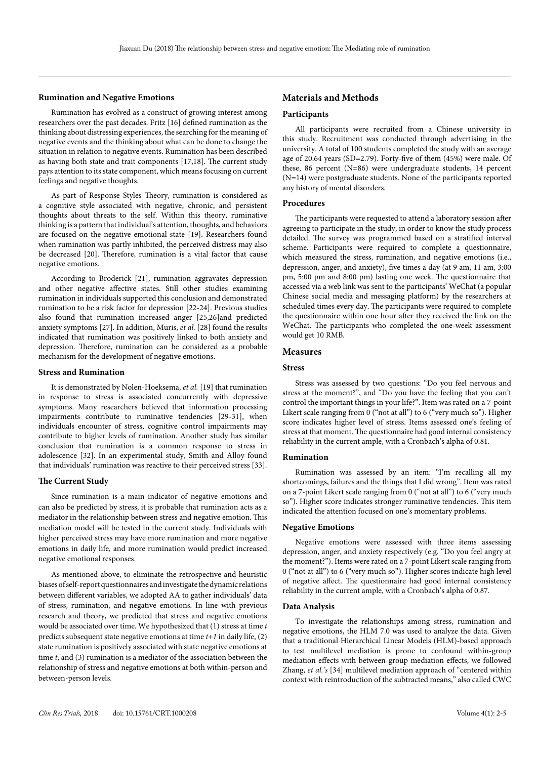### Rumination and Negative Emotions

Rumination has evolved as a construct of growing interest among researchers over the past decades. Fritz [16] defined rumination as the thinking about distressing experiences, the searching for the meaning of negative events and the thinking about what can be done to change the situation in relation to negative events. Rumination has been described as having both state and trait components [17,18]. The current study pays attention to its state component, which means focusing on current feelings and negative thoughts.

As part of Response Styles Theory, rumination is considered as a cognitive style associated with negative, chronic, and persistent thoughts about threats to the self. Within this theory, ruminative thinking is a pattern that individual's attention, thoughts, and behaviors are focused on the negative emotional state [19]. Researchers found when rumination was partly inhibited, the perceived distress may also be decreased [20]. Therefore, rumination is a vital factor that cause negative emotions.

According to Broderick [21], rumination aggravates depression and other negative affective states. Still other studies examining rumination in individuals supported this conclusion and demonstrated rumination to be a risk factor for depression [22-24]. Previous studies also found that rumination increased anger [25,26]and predicted anxiety symptoms [27]. In addition, Muris, *et al.* [28] found the results indicated that rumination was positively linked to both anxiety and depression. Therefore, rumination can be considered as a probable mechanism for the development of negative emotions.

### Stress and Rumination

It is demonstrated by Nolen-Hoeksema, *et al.* [19] that rumination in response to stress is associated concurrently with depressive symptoms. Many researchers believed that information processing impairments contribute to ruminative tendencies [29-31], when individuals encounter of stress, cognitive control impairments may contribute to higher levels of rumination. Another study has similar conclusion that rumination is a common response to stress in adolescence [32]. In an experimental study, Smith and Alloy found that individuals' rumination was reactive to their perceived stress [33].

### The Current Study

Since rumination is a main indicator of negative emotions and can also be predicted by stress, it is probable that rumination acts as a mediator in the relationship between stress and negative emotion. This mediation model will be tested in the current study. Individuals with higher perceived stress may have more rumination and more negative emotions in daily life, and more rumination would predict increased negative emotional responses.

As mentioned above, to eliminate the retrospective and heuristic biases of self-report questionnaires and investigate the dynamic relations between different variables, we adopted AA to gather individuals' data of stress, rumination, and negative emotions. In line with previous research and theory, we predicted that stress and negative emotions would be associated over time. We hypothesized that (1) stress at time $t$ predicts subsequent state negative emotions at time $t+1$ in daily life, (2) state rumination is positively associated with state negative emotions at time $t$, and (3) rumination is a mediator of the association between the relationship of stress and negative emotions at both within-person and between-person levels.

## Materials and Methods

### Participants

All participants were recruited from a Chinese university in this study. Recruitment was conducted through advertising in the university. A total of 100 students completed the study with an average age of 20.64 years (SD=2.79). Forty-five of them (45%) were male. Of these, 86 percent (N=86) were undergraduate students, 14 percent (N=14) were postgraduate students. None of the participants reported any history of mental disorders.

### Procedures

The participants were requested to attend a laboratory session after agreeing to participate in the study, in order to know the study process detailed. The survey was programmed based on a stratified interval scheme. Participants were required to complete a questionnaire, which measured the stress, rumination, and negative emotions (i.e., depression, anger, and anxiety), five times a day (at 9 am, 11 am, 3:00 pm, 5:00 pm and 8:00 pm) lasting one week. The questionnaire that accessed via a web link was sent to the participants' WeChat (a popular Chinese social media and messaging platform) by the researchers at scheduled times every day. The participants were required to complete the questionnaire within one hour after they received the link on the WeChat. The participants who completed the one-week assessment would get 10 RMB.

## Measures

### Stress

Stress was assessed by two questions: "Do you feel nervous and stress at the moment?", and "Do you have the feeling that you can't control the important things in your life?". Item was rated on a 7-point Likert scale ranging from 0 ("not at all") to 6 ("very much so"). Higher score indicates higher level of stress. Items assessed one's feeling of stress at that moment. The questionnaire had good internal consistency reliability in the current ample, with a Cronbach's alpha of 0.81.

### Rumination

Rumination was assessed by an item: "I'm recalling all my shortcomings, failures and the things that I did wrong". Item was rated on a 7-point Likert scale ranging from 0 ("not at all") to 6 ("very much so"). Higher score indicates stronger ruminative tendencies. This item indicated the attention focused on one's momentary problems.

### Negative Emotions

Negative emotions were assessed with three items assessing depression, anger, and anxiety respectively (e.g. "Do you feel angry at the moment?"). Items were rated on a 7-point Likert scale ranging from 0 ("not at all") to 6 ("very much so"). Higher scores indicate high level of negative affect. The questionnaire had good internal consistency reliability in the current ample, with a Cronbach's alpha of 0.87.

### Data Analysis

To investigate the relationships among stress, rumination and negative emotions, the HLM 7.0 was used to analyze the data. Given that a traditional Hierarchical Linear Models (HLM)-based approach to test multilevel mediation is prone to confound within-group mediation effects with between-group mediation effects, we followed Zhang, *et al.'s* [34] multilevel mediation approach of "centered within context with reintroduction of the subtracted means," also called CWC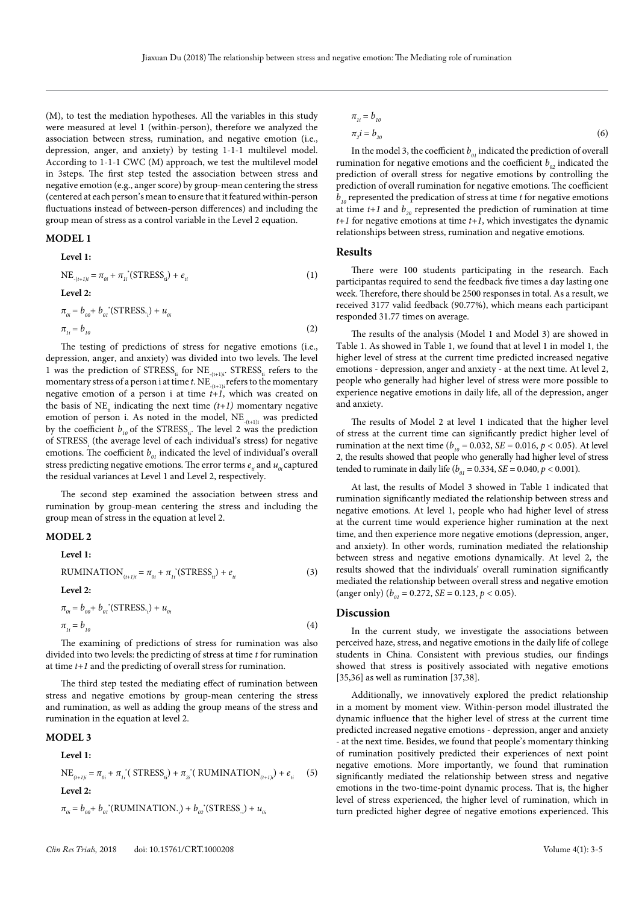(M), to test the mediation hypotheses. All the variables in this study were measured at level 1 (within-person), therefore we analyzed the association between stress, rumination, and negative emotion (i.e., depression, anger, and anxiety) by testing 1-1-1 multilevel model. According to 1-1-1 CWC (M) approach, we test the multilevel model in 3steps. The first step tested the association between stress and negative emotion (e.g., anger score) by group-mean centering the stress (centered at each person's mean to ensure that it featured within-person fluctuations instead of between-person differences) and including the group mean of stress as a control variable in the Level 2 equation.

### MODEL 1

**Level 1:**

$$NE_{\cdot(t+1)i} = \pi_{0i} + \pi_{1i}^{*}(STRESS_{ti}) + e_{ti} \quad (1)$$

**Level 2:**

$$\pi_{0i} = b_{00} + b_{01}^{*}(STRESS_{\cdot i}) + u_{0i}$$

$$\pi_{1i} = b_{10} \quad (2)$$

The testing of predictions of stress for negative emotions (i.e., depression, anger, and anxiety) was divided into two levels. The level 1 was the prediction of $STRESS_{ti}$ for $NE_{\cdot(t+1)i}$. $STRESS_{ti}$ refers to the momentary stress of a person i at time *t*. $NE_{\cdot(t+1)i}$ refers to the momentary negative emotion of a person i at time *t+1*, which was created on the basis of $NE_{ti}$ indicating the next time *(t+1)* momentary negative emotion of person i. As noted in the model, $NE_{\cdot(t+1)i}$ was predicted by the coefficient $b_{10}$ of the $STRESS_{ti}$. The level 2 was the prediction of $STRESS_{i}$ (the average level of each individual's stress) for negative emotions. The coefficient $b_{01}$ indicated the level of individual's overall stress predicting negative emotions. The error terms $e_{ti}$ and $u_{0i}$ captured the residual variances at Level 1 and Level 2, respectively.

The second step examined the association between stress and rumination by group-mean centering the stress and including the group mean of stress in the equation at level 2.

### MODEL 2

**Level 1:**

$$RUMINATION_{(t+1)i} = \pi_{0i} + \pi_{1i}^{*}(STRESS_{ti}) + e_{ti} \quad (3)$$

**Level 2:**

$$\pi_{0i} = b_{00} + b_{01}^{*}(STRESS_{\cdot i}) + u_{0i}$$

$$\pi_{1i} = b_{10} \quad (4)$$

The examining of predictions of stress for rumination was also divided into two levels: the predicting of stress at time *t* for rumination at time *t+1* and the predicting of overall stress for rumination.

The third step tested the mediating effect of rumination between stress and negative emotions by group-mean centering the stress and rumination, as well as adding the group means of the stress and rumination in the equation at level 2.

### MODEL 3

**Level 1:**

$$NE_{(t+1)i} = \pi_{0i} + \pi_{1i}^{*}(STRESS_{ti}) + \pi_{2i}^{*}(RUMINATION_{(t+1)i}) + e_{ti} \quad (5)$$

**Level 2:**

$$\pi_{0i} = b_{00} + b_{01}^{*}(RUMINATION_{\cdot i}) + b_{02}^{*}(STRESS_{\cdot i}) + u_{0i}$$

$$\pi_{1i} = b_{10}$$

$$\pi_{2}i = b_{20} \quad (6)$$

In the model 3, the coefficient $b_{01}$ indicated the prediction of overall rumination for negative emotions and the coefficient $b_{02}$ indicated the prediction of overall stress for negative emotions by controlling the prediction of overall rumination for negative emotions. The coefficient $b_{10}$ represented the predication of stress at time *t* for negative emotions at time *t+1* and $b_{20}$ represented the prediction of rumination at time *t+1* for negative emotions at time *t+1*, which investigates the dynamic relationships between stress, rumination and negative emotions.

## Results

There were 100 students participating in the research. Each participantas required to send the feedback five times a day lasting one week. Therefore, there should be 2500 responses in total. As a result, we received 3177 valid feedback (90.77%), which means each participant responded 31.77 times on average.

The results of the analysis (Model 1 and Model 3) are showed in Table 1. As showed in Table 1, we found that at level 1 in model 1, the higher level of stress at the current time predicted increased negative emotions - depression, anger and anxiety - at the next time. At level 2, people who generally had higher level of stress were more possible to experience negative emotions in daily life, all of the depression, anger and anxiety.

The results of Model 2 at level 1 indicated that the higher level of stress at the current time can significantly predict higher level of rumination at the next time ($b_{10} = 0.032$, $SE = 0.016$, $p < 0.05$). At level 2, the results showed that people who generally had higher level of stress tended to ruminate in daily life ($b_{01} = 0.334$, $SE = 0.040$, $p < 0.001$).

At last, the results of Model 3 showed in Table 1 indicated that rumination significantly mediated the relationship between stress and negative emotions. At level 1, people who had higher level of stress at the current time would experience higher rumination at the next time, and then experience more negative emotions (depression, anger, and anxiety). In other words, rumination mediated the relationship between stress and negative emotions dynamically. At level 2, the results showed that the individuals' overall rumination significantly mediated the relationship between overall stress and negative emotion (anger only) ($b_{01} = 0.272$, $SE = 0.123$, $p < 0.05$).

## Discussion

In the current study, we investigate the associations between perceived haze, stress, and negative emotions in the daily life of college students in China. Consistent with previous studies, our findings showed that stress is positively associated with negative emotions [35,36] as well as rumination [37,38].

Additionally, we innovatively explored the predict relationship in a moment by moment view. Within-person model illustrated the dynamic influence that the higher level of stress at the current time predicted increased negative emotions - depression, anger and anxiety - at the next time. Besides, we found that people's momentary thinking of rumination positively predicted their experiences of next point negative emotions. More importantly, we found that rumination significantly mediated the relationship between stress and negative emotions in the two-time-point dynamic process. That is, the higher level of stress experienced, the higher level of rumination, which in turn predicted higher degree of negative emotions experienced. This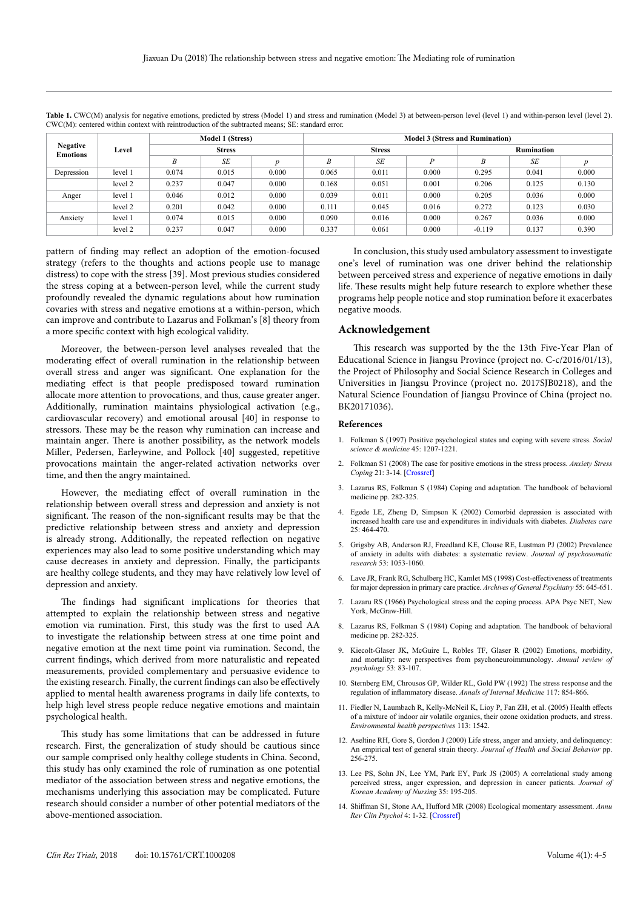**Table 1.** CWC(M) analysis for negative emotions, predicted by stress (Model 1) and stress and rumination (Model 3) at between-person level (level 1) and within-person level (level 2). CWC(M): centered within context with reintroduction of the subtracted means; SE: standard error.

| Negative Emotions | Level | Model 1 (Stress) | | | Model 3 (Stress and Rumination) | | | | | |
|---|---|---|---|---|---|---|---|---|---|---|
| | | Stress | | | Stress | | | Rumination | | |
| | | *B* | *SE* | *p* | *B* | *SE* | *P* | *B* | *SE* | *p* |
| Depression | level 1 | 0.074 | 0.015 | 0.000 | 0.065 | 0.011 | 0.000 | 0.295 | 0.041 | 0.000 |
| | level 2 | 0.237 | 0.047 | 0.000 | 0.168 | 0.051 | 0.001 | 0.206 | 0.125 | 0.130 |
| Anger | level 1 | 0.046 | 0.012 | 0.000 | 0.039 | 0.011 | 0.000 | 0.205 | 0.036 | 0.000 |
| | level 2 | 0.201 | 0.042 | 0.000 | 0.111 | 0.045 | 0.016 | 0.272 | 0.123 | 0.030 |
| Anxiety | level 1 | 0.074 | 0.015 | 0.000 | 0.090 | 0.016 | 0.000 | 0.267 | 0.036 | 0.000 |
| | level 2 | 0.237 | 0.047 | 0.000 | 0.337 | 0.061 | 0.000 | -0.119 | 0.137 | 0.390 |

pattern of finding may reflect an adoption of the emotion-focused strategy (refers to the thoughts and actions people use to manage distress) to cope with the stress [39]. Most previous studies considered the stress coping at a between-person level, while the current study profoundly revealed the dynamic regulations about how rumination covaries with stress and negative emotions at a within-person, which can improve and contribute to Lazarus and Folkman's [8] theory from a more specific context with high ecological validity.

Moreover, the between-person level analyses revealed that the moderating effect of overall rumination in the relationship between overall stress and anger was significant. One explanation for the mediating effect is that people predisposed toward rumination allocate more attention to provocations, and thus, cause greater anger. Additionally, rumination maintains physiological activation (e.g., cardiovascular recovery) and emotional arousal [40] in response to stressors. These may be the reason why rumination can increase and maintain anger. There is another possibility, as the network models Miller, Pedersen, Earleywine, and Pollock [40] suggested, repetitive provocations maintain the anger-related activation networks over time, and then the angry maintained.

However, the mediating effect of overall rumination in the relationship between overall stress and depression and anxiety is not significant. The reason of the non-significant results may be that the predictive relationship between stress and anxiety and depression is already strong. Additionally, the repeated reflection on negative experiences may also lead to some positive understanding which may cause decreases in anxiety and depression. Finally, the participants are healthy college students, and they may have relatively low level of depression and anxiety.

The findings had significant implications for theories that attempted to explain the relationship between stress and negative emotion via rumination. First, this study was the first to used AA to investigate the relationship between stress at one time point and negative emotion at the next time point via rumination. Second, the current findings, which derived from more naturalistic and repeated measurements, provided complementary and persuasive evidence to the existing research. Finally, the current findings can also be effectively applied to mental health awareness programs in daily life contexts, to help high level stress people reduce negative emotions and maintain psychological health.

This study has some limitations that can be addressed in future research. First, the generalization of study should be cautious since our sample comprised only healthy college students in China. Second, this study has only examined the role of rumination as one potential mediator of the association between stress and negative emotions, the mechanisms underlying this association may be complicated. Future research should consider a number of other potential mediators of the above-mentioned association.

In conclusion, this study used ambulatory assessment to investigate one's level of rumination was one driver behind the relationship between perceived stress and experience of negative emotions in daily life. These results might help future research to explore whether these programs help people notice and stop rumination before it exacerbates negative moods.

## Acknowledgement

This research was supported by the the 13th Five-Year Plan of Educational Science in Jiangsu Province (project no. C-c/2016/01/13), the Project of Philosophy and Social Science Research in Colleges and Universities in Jiangsu Province (project no. 2017SJB0218), and the Natural Science Foundation of Jiangsu Province of China (project no. BK20171036).

### References

1. Folkman S (1997) Positive psychological states and coping with severe stress. *Social science & medicine* 45: 1207-1221.
2. Folkman S1 (2008) The case for positive emotions in the stress process. *Anxiety Stress Coping* 21: 3-14. [Crossref]
3. Lazarus RS, Folkman S (1984) Coping and adaptation. The handbook of behavioral medicine pp. 282-325.
4. Egede LE, Zheng D, Simpson K (2002) Comorbid depression is associated with increased health care use and expenditures in individuals with diabetes. *Diabetes care* 25: 464-470.
5. Grigsby AB, Anderson RJ, Freedland KE, Clouse RE, Lustman PJ (2002) Prevalence of anxiety in adults with diabetes: a systematic review. *Journal of psychosomatic research* 53: 1053-1060.
6. Lave JR, Frank RG, Schulberg HC, Kamlet MS (1998) Cost-effectiveness of treatments for major depression in primary care practice. *Archives of General Psychiatry* 55: 645-651.
7. Lazaru RS (1966) Psychological stress and the coping process. APA Psyc NET, New York, McGraw-Hill.
8. Lazarus RS, Folkman S (1984) Coping and adaptation. The handbook of behavioral medicine pp. 282-325.
9. Kiecolt-Glaser JK, McGuire L, Robles TF, Glaser R (2002) Emotions, morbidity, and mortality: new perspectives from psychoneuroimmunology. *Annual review of psychology* 53: 83-107.
10. Sternberg EM, Chrousos GP, Wilder RL, Gold PW (1992) The stress response and the regulation of inflammatory disease. *Annals of Internal Medicine* 117: 854-866.
11. Fiedler N, Laumbach R, Kelly-McNeil K, Lioy P, Fan ZH, et al. (2005) Health effects of a mixture of indoor air volatile organics, their ozone oxidation products, and stress. *Environmental health perspectives* 113: 1542.
12. Aseltine RH, Gore S, Gordon J (2000) Life stress, anger and anxiety, and delinquency: An empirical test of general strain theory. *Journal of Health and Social Behavior* pp. 256-275.
13. Lee PS, Sohn JN, Lee YM, Park EY, Park JS (2005) A correlational study among perceived stress, anger expression, and depression in cancer patients. *Journal of Korean Academy of Nursing* 35: 195-205.
14. Shiffman S1, Stone AA, Hufford MR (2008) Ecological momentary assessment. *Annu Rev Clin Psychol* 4: 1-32. [Crossref]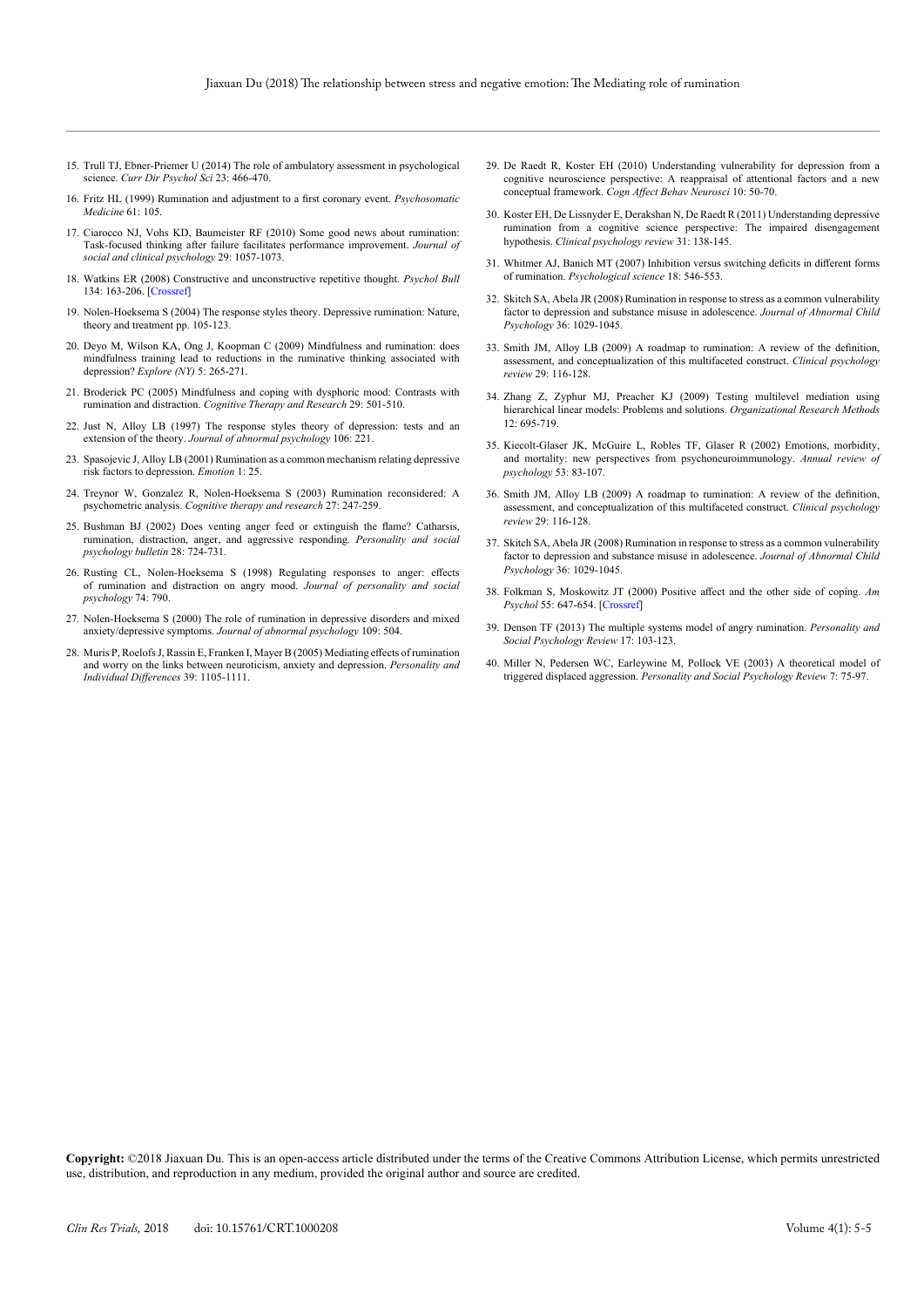15. Trull TJ, Ebner-Priemer U (2014) The role of ambulatory assessment in psychological science. *Curr Dir Psychol Sci* 23: 466-470.

16. Fritz HL (1999) Rumination and adjustment to a first coronary event. *Psychosomatic Medicine* 61: 105.

17. Ciarocco NJ, Vohs KD, Baumeister RF (2010) Some good news about rumination: Task-focused thinking after failure facilitates performance improvement. *Journal of social and clinical psychology* 29: 1057-1073.

18. Watkins ER (2008) Constructive and unconstructive repetitive thought. *Psychol Bull* 134: 163-206. [Crossref]

19. Nolen-Hoeksema S (2004) The response styles theory. Depressive rumination: Nature, theory and treatment pp. 105-123.

20. Deyo M, Wilson KA, Ong J, Koopman C (2009) Mindfulness and rumination: does mindfulness training lead to reductions in the ruminative thinking associated with depression? *Explore (NY)* 5: 265-271.

21. Broderick PC (2005) Mindfulness and coping with dysphoric mood: Contrasts with rumination and distraction. *Cognitive Therapy and Research* 29: 501-510.

22. Just N, Alloy LB (1997) The response styles theory of depression: tests and an extension of the theory. *Journal of abnormal psychology* 106: 221.

23. Spasojevic J, Alloy LB (2001) Rumination as a common mechanism relating depressive risk factors to depression. *Emotion* 1: 25.

24. Treynor W, Gonzalez R, Nolen-Hoeksema S (2003) Rumination reconsidered: A psychometric analysis. *Cognitive therapy and research* 27: 247-259.

25. Bushman BJ (2002) Does venting anger feed or extinguish the flame? Catharsis, rumination, distraction, anger, and aggressive responding. *Personality and social psychology bulletin* 28: 724-731.

26. Rusting CL, Nolen-Hoeksema S (1998) Regulating responses to anger: effects of rumination and distraction on angry mood. *Journal of personality and social psychology* 74: 790.

27. Nolen-Hoeksema S (2000) The role of rumination in depressive disorders and mixed anxiety/depressive symptoms. *Journal of abnormal psychology* 109: 504.

28. Muris P, Roelofs J, Rassin E, Franken I, Mayer B (2005) Mediating effects of rumination and worry on the links between neuroticism, anxiety and depression. *Personality and Individual Differences* 39: 1105-1111.

29. De Raedt R, Koster EH (2010) Understanding vulnerability for depression from a cognitive neuroscience perspective: A reappraisal of attentional factors and a new conceptual framework. *Cogn Affect Behav Neurosci* 10: 50-70.

30. Koster EH, De Lissnyder E, Derakshan N, De Raedt R (2011) Understanding depressive rumination from a cognitive science perspective: The impaired disengagement hypothesis. *Clinical psychology review* 31: 138-145.

31. Whitmer AJ, Banich MT (2007) Inhibition versus switching deficits in different forms of rumination. *Psychological science* 18: 546-553.

32. Skitch SA, Abela JR (2008) Rumination in response to stress as a common vulnerability factor to depression and substance misuse in adolescence. *Journal of Abnormal Child Psychology* 36: 1029-1045.

33. Smith JM, Alloy LB (2009) A roadmap to rumination: A review of the definition, assessment, and conceptualization of this multifaceted construct. *Clinical psychology review* 29: 116-128.

34. Zhang Z, Zyphur MJ, Preacher KJ (2009) Testing multilevel mediation using hierarchical linear models: Problems and solutions. *Organizational Research Methods* 12: 695-719.

35. Kiecolt-Glaser JK, McGuire L, Robles TF, Glaser R (2002) Emotions, morbidity, and mortality: new perspectives from psychoneuroimmunology. *Annual review of psychology* 53: 83-107.

36. Smith JM, Alloy LB (2009) A roadmap to rumination: A review of the definition, assessment, and conceptualization of this multifaceted construct. *Clinical psychology review* 29: 116-128.

37. Skitch SA, Abela JR (2008) Rumination in response to stress as a common vulnerability factor to depression and substance misuse in adolescence. *Journal of Abnormal Child Psychology* 36: 1029-1045.

38. Folkman S, Moskowitz JT (2000) Positive affect and the other side of coping. *Am Psychol* 55: 647-654. [Crossref]

39. Denson TF (2013) The multiple systems model of angry rumination. *Personality and Social Psychology Review* 17: 103-123.

40. Miller N, Pedersen WC, Earleywine M, Pollock VE (2003) A theoretical model of triggered displaced aggression. *Personality and Social Psychology Review* 7: 75-97.

**Copyright:** ©2018 Jiaxuan Du. This is an open-access article distributed under the terms of the Creative Commons Attribution License, which permits unrestricted use, distribution, and reproduction in any medium, provided the original author and source are credited.